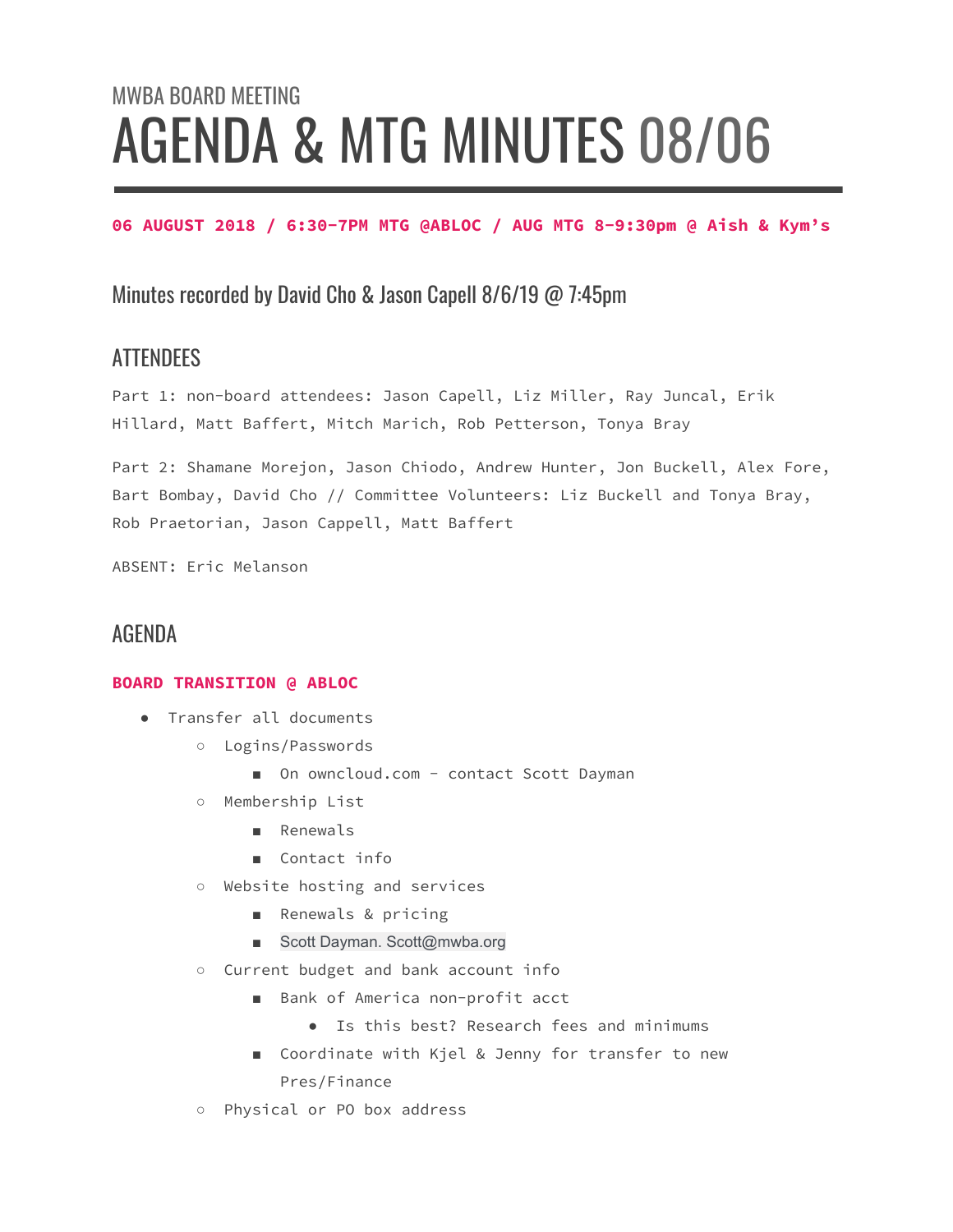MWBA BOARD MEETING

# AGENDA & MTG MINUTES 08/06

**06 AUGUST 2018 / 6:30-7PM MTG @ABLOC / AUG MTG 8-9:30pm @ Aish & Kym's**

## Minutes recorded by David Cho & Jason Capell 8/6/19 @ 7:45pm

## ATTENDEES

Part 1: non-board attendees: Jason Capell, Liz Miller, Ray Juncal, Erik Hillard, Matt Baffert, Mitch Marich, Rob Petterson, Tonya Bray

Part 2: Shamane Morejon, Jason Chiodo, Andrew Hunter, Jon Buckell, Alex Fore, Bart Bombay, David Cho // Committee Volunteers: Liz Buckell and Tonya Bray, Rob Praetorian, Jason Cappell, Matt Baffert

ABSENT: Eric Melanson

## AGENDA

**BOARD TRANSITION @ ABLOC**

- Transfer all documents
    - Logins/Passwords
        - On owncloud.com - contact Scott Dayman
    - Membership List
        - Renewals
        - Contact info
    - Website hosting and services
        - Renewals & pricing
        - Scott Dayman. Scott@mwba.org
    - Current budget and bank account info
        - Bank of America non-profit acct
            - Is this best? Research fees and minimums
        - Coordinate with Kjel & Jenny for transfer to new Pres/Finance
    - Physical or PO box address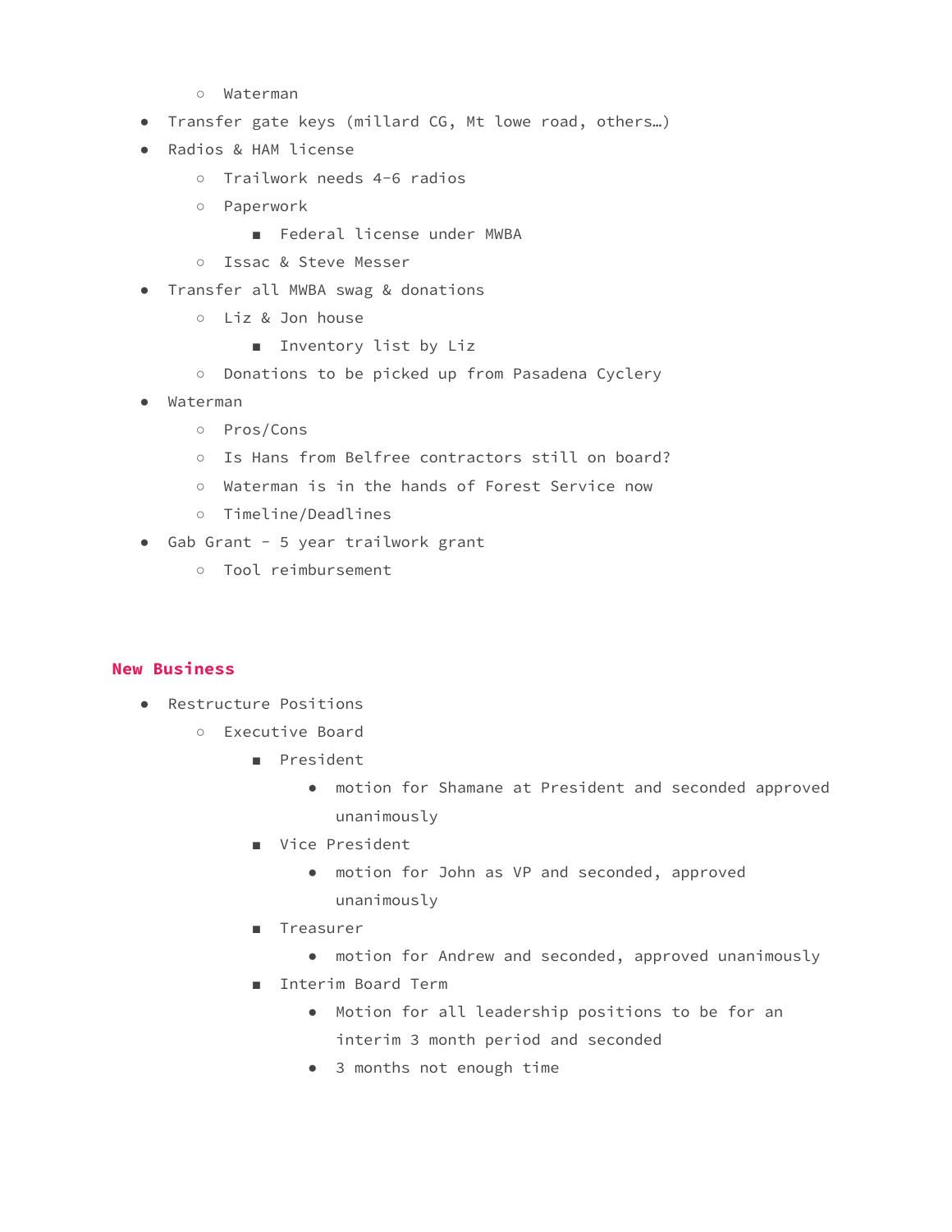- Waterman
- Transfer gate keys (millard CG, Mt lowe road, others…)
- Radios & HAM license
    - Trailwork needs 4-6 radios
    - Paperwork
        - Federal license under MWBA
    - Issac & Steve Messer
- Transfer all MWBA swag & donations
    - Liz & Jon house
        - Inventory list by Liz
    - Donations to be picked up from Pasadena Cyclery
- Waterman
    - Pros/Cons
    - Is Hans from Belfree contractors still on board?
    - Waterman is in the hands of Forest Service now
    - Timeline/Deadlines
- Gab Grant - 5 year trailwork grant
    - Tool reimbursement

## New Business

- Restructure Positions
    - Executive Board
        - President
            - motion for Shamane at President and seconded approved unanimously
        - Vice President
            - motion for John as VP and seconded, approved unanimously
        - Treasurer
            - motion for Andrew and seconded, approved unanimously
        - Interim Board Term
            - Motion for all leadership positions to be for an interim 3 month period and seconded
            - 3 months not enough time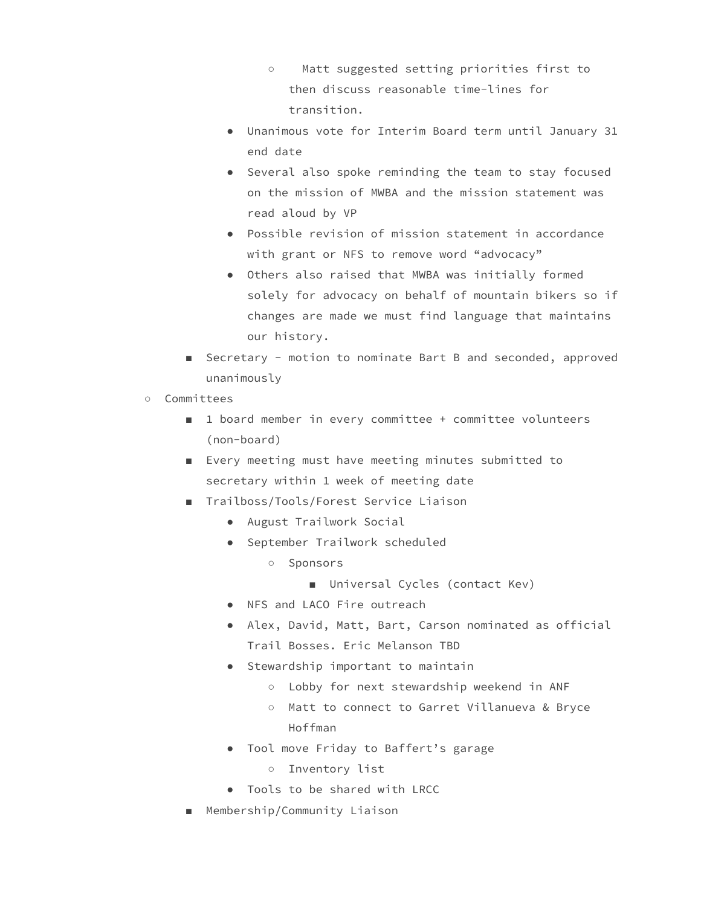- Matt suggested setting priorities first to then discuss reasonable time-lines for transition.
        - Unanimous vote for Interim Board term until January 31 end date
        - Several also spoke reminding the team to stay focused on the mission of MWBA and the mission statement was read aloud by VP
        - Possible revision of mission statement in accordance with grant or NFS to remove word "advocacy"
        - Others also raised that MWBA was initially formed solely for advocacy on behalf of mountain bikers so if changes are made we must find language that maintains our history.
    - Secretary - motion to nominate Bart B and seconded, approved unanimously
- Committees
    - 1 board member in every committee + committee volunteers (non-board)
    - Every meeting must have meeting minutes submitted to secretary within 1 week of meeting date
    - Trailboss/Tools/Forest Service Liaison
        - August Trailwork Social
        - September Trailwork scheduled
            - Sponsors
                - Universal Cycles (contact Kev)
        - NFS and LACO Fire outreach
        - Alex, David, Matt, Bart, Carson nominated as official Trail Bosses. Eric Melanson TBD
        - Stewardship important to maintain
            - Lobby for next stewardship weekend in ANF
            - Matt to connect to Garret Villanueva & Bryce Hoffman
        - Tool move Friday to Baffert's garage
            - Inventory list
        - Tools to be shared with LRCC
    - Membership/Community Liaison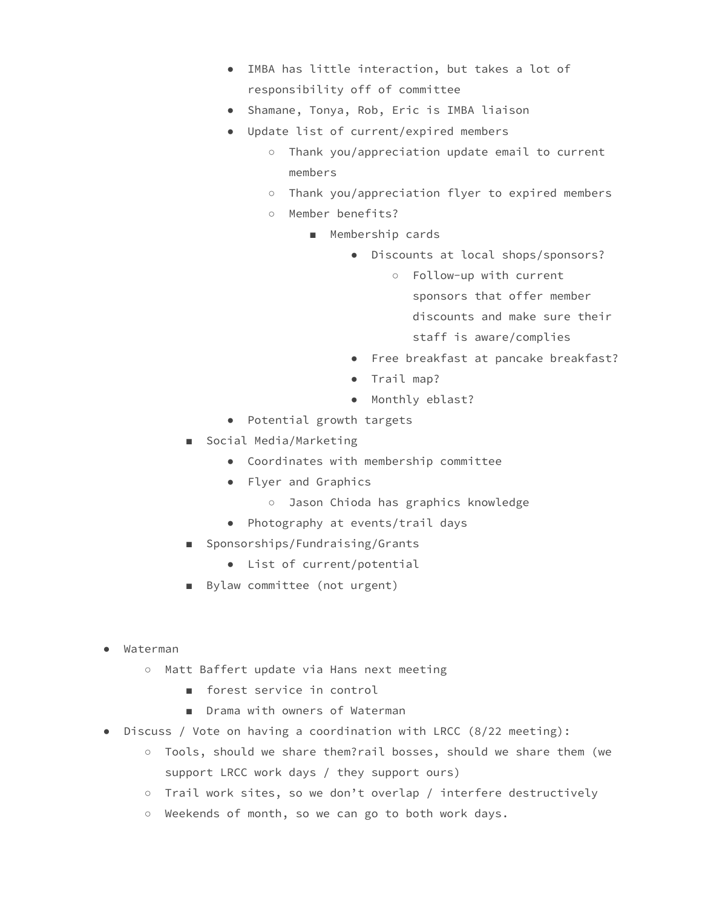- IMBA has little interaction, but takes a lot of responsibility off of committee
            - Shamane, Tonya, Rob, Eric is IMBA liaison
            - Update list of current/expired members
                - Thank you/appreciation update email to current members
                - Thank you/appreciation flyer to expired members
                - Member benefits?
                    - Membership cards
                        - Discounts at local shops/sponsors?
                            - Follow-up with current sponsors that offer member discounts and make sure their staff is aware/complies
                        - Free breakfast at pancake breakfast?
                        - Trail map?
                        - Monthly eblast?
            - Potential growth targets
        - Social Media/Marketing
            - Coordinates with membership committee
            - Flyer and Graphics
                - Jason Chioda has graphics knowledge
            - Photography at events/trail days
        - Sponsorships/Fundraising/Grants
            - List of current/potential
        - Bylaw committee (not urgent)

- Waterman
    - Matt Baffert update via Hans next meeting
        - forest service in control
        - Drama with owners of Waterman
- Discuss / Vote on having a coordination with LRCC (8/22 meeting):
    - Tools, should we share them?rail bosses, should we share them (we support LRCC work days / they support ours)
    - Trail work sites, so we don't overlap / interfere destructively
    - Weekends of month, so we can go to both work days.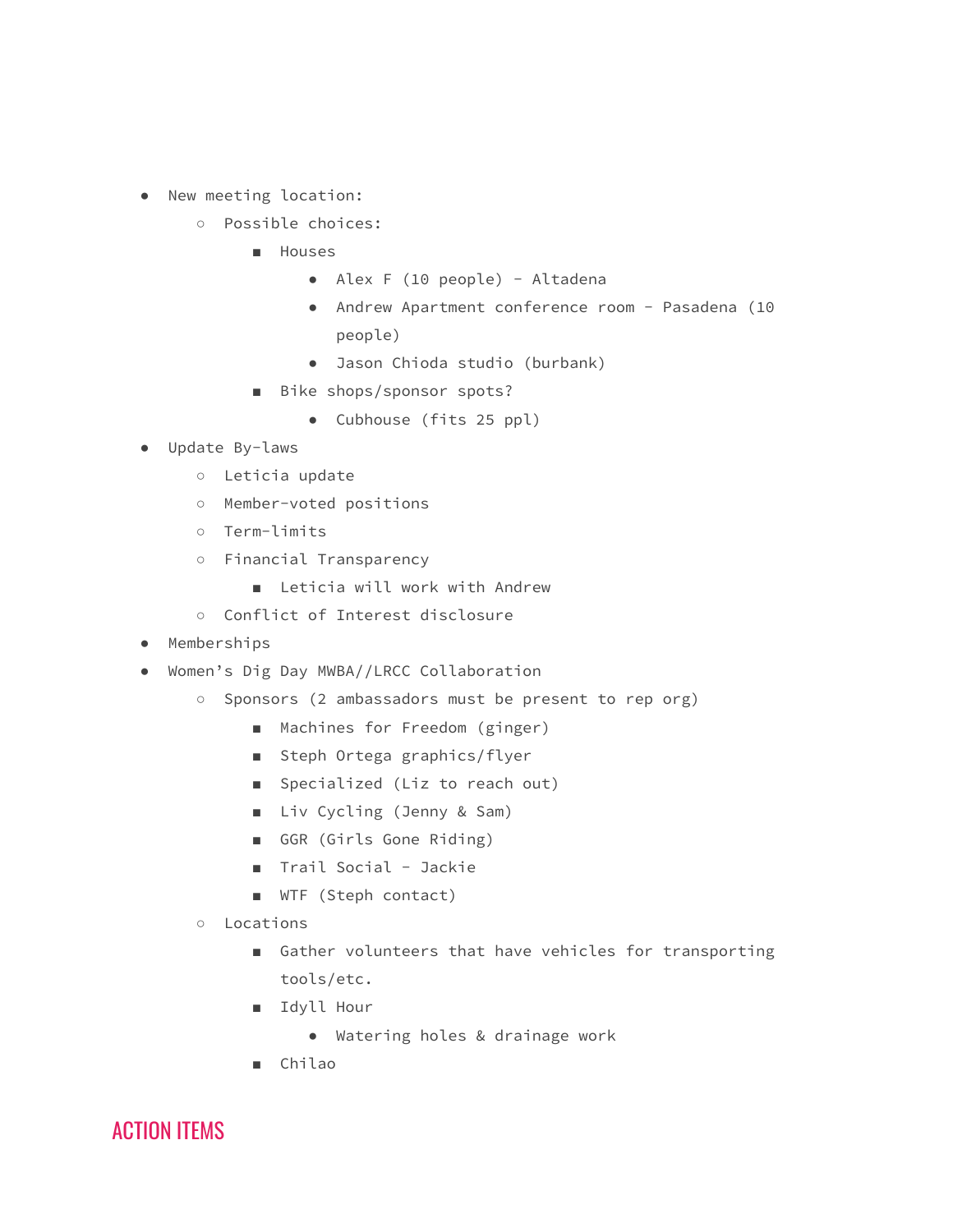- New meeting location:
  - Possible choices:
    - Houses
      - Alex F (10 people) - Altadena
      - Andrew Apartment conference room - Pasadena (10 people)
      - Jason Chioda studio (burbank)
    - Bike shops/sponsor spots?
      - Cubhouse (fits 25 ppl)
- Update By-laws
  - Leticia update
  - Member-voted positions
  - Term-limits
  - Financial Transparency
    - Leticia will work with Andrew
  - Conflict of Interest disclosure
- Memberships
- Women's Dig Day MWBA//LRCC Collaboration
  - Sponsors (2 ambassadors must be present to rep org)
    - Machines for Freedom (ginger)
    - Steph Ortega graphics/flyer
    - Specialized (Liz to reach out)
    - Liv Cycling (Jenny & Sam)
    - GGR (Girls Gone Riding)
    - Trail Social - Jackie
    - WTF (Steph contact)
  - Locations
    - Gather volunteers that have vehicles for transporting tools/etc.
    - Idyll Hour
      - Watering holes & drainage work
    - Chilao

## ACTION ITEMS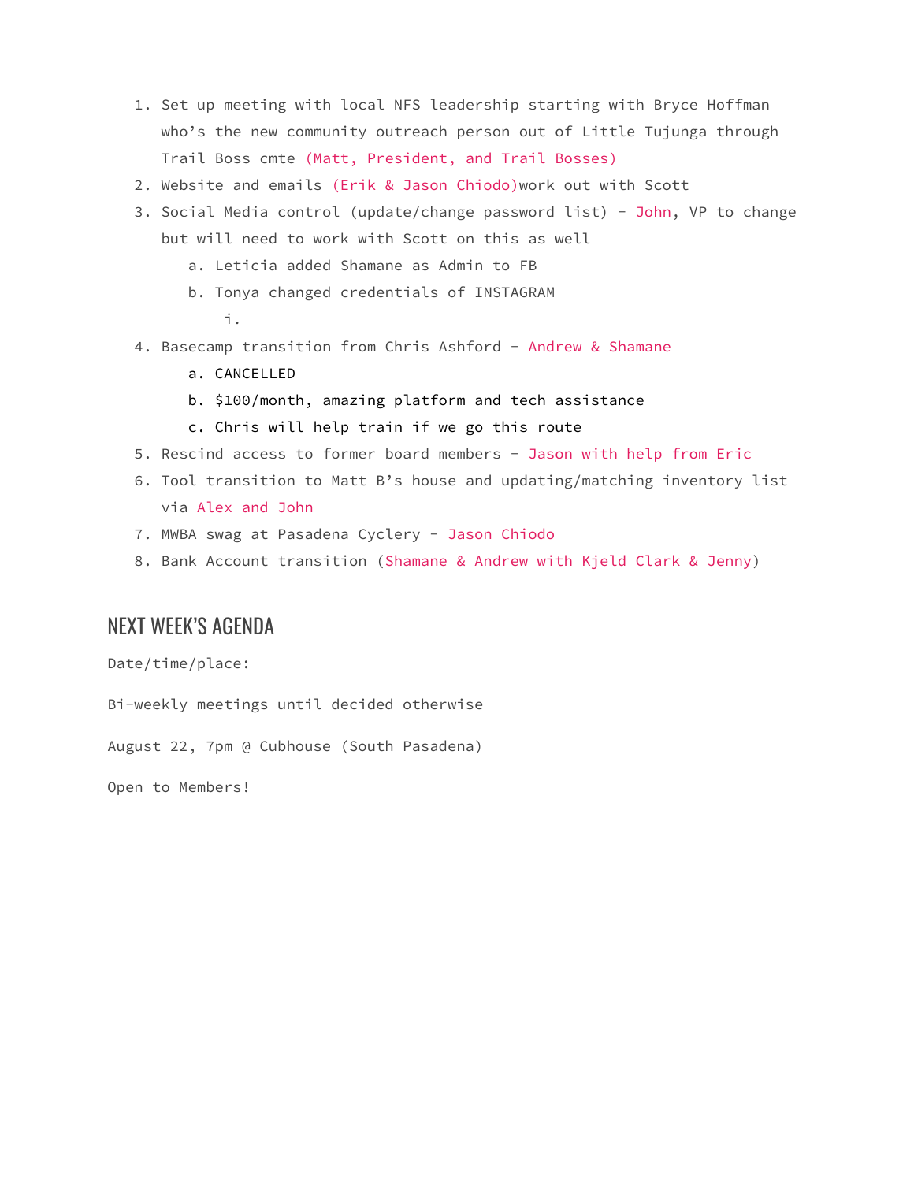1. Set up meeting with local NFS leadership starting with Bryce Hoffman who's the new community outreach person out of Little Tujunga through Trail Boss cmte (Matt, President, and Trail Bosses)
2. Website and emails (Erik & Jason Chiodo)work out with Scott
3. Social Media control (update/change password list) - John, VP to change but will need to work with Scott on this as well
   a. Leticia added Shamane as Admin to FB
   b. Tonya changed credentials of INSTAGRAM
      i.
4. Basecamp transition from Chris Ashford - Andrew & Shamane
   a. CANCELLED
   b. $100/month, amazing platform and tech assistance
   c. Chris will help train if we go this route
5. Rescind access to former board members - Jason with help from Eric
6. Tool transition to Matt B's house and updating/matching inventory list via Alex and John
7. MWBA swag at Pasadena Cyclery - Jason Chiodo
8. Bank Account transition (Shamane & Andrew with Kjeld Clark & Jenny)

## NEXT WEEK'S AGENDA

Date/time/place:

Bi-weekly meetings until decided otherwise

August 22, 7pm @ Cubhouse (South Pasadena)

Open to Members!